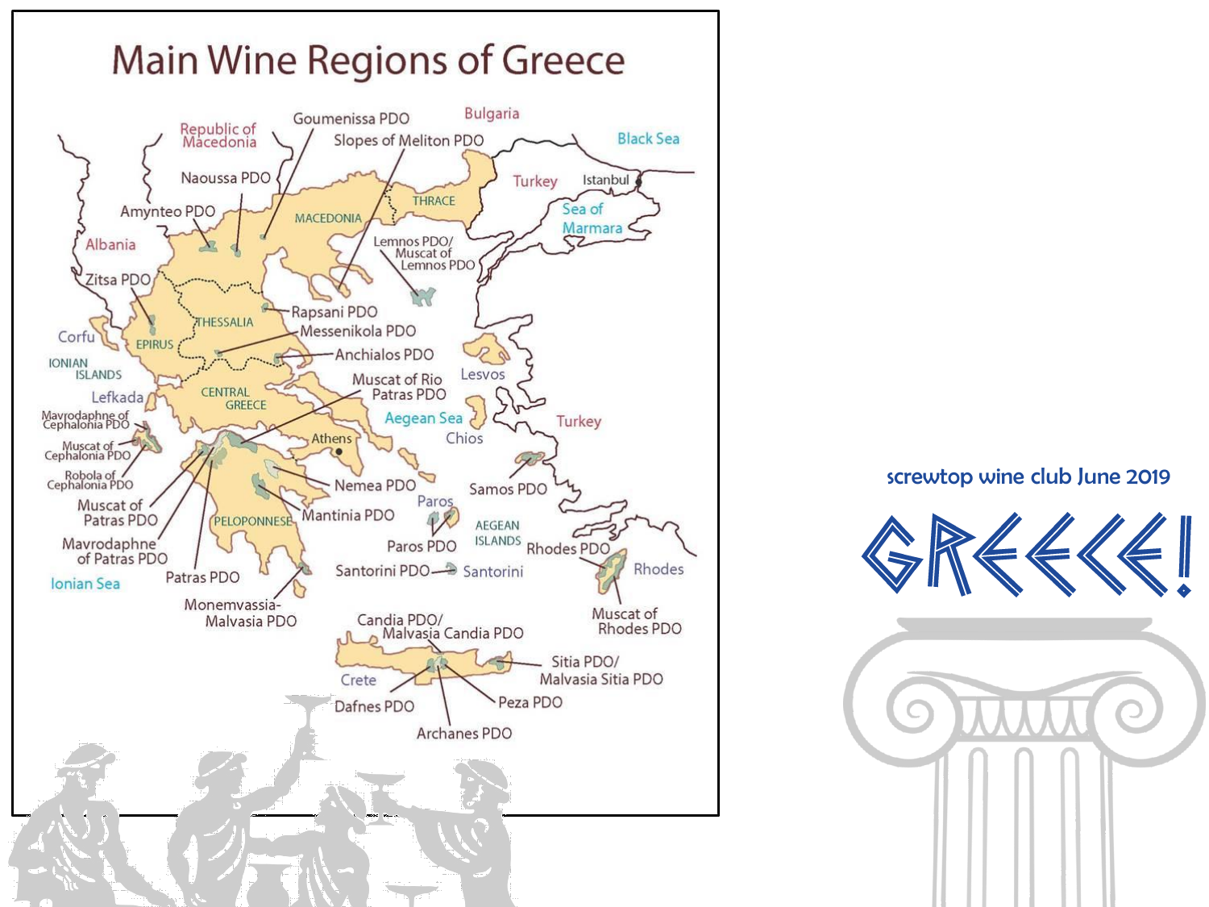# Main Wine Regions of Greece

Goumenissa PDO
Bulgaria
Republic of Macedonia
Slopes of Meliton PDO
Black Sea
Naoussa PDO
Turkey
Istanbul
THRACE
Amynteo PDO
MACEDONIA
Sea of Marmara
Albania
Lemnos PDO/ Muscat of Lemnos PDO
Zitsa PDO
Rapsani PDO
THESSALIA
Messenikola PDO
Corfu
EPIRUS
Anchialos PDO
IONIAN ISLANDS
Lesvos
Muscat of Rio Patras PDO
Lefkada
CENTRAL GREECE
Mavrodaphne of Cephalonia PDO
Aegean Sea
Turkey
Chios
Athens
Muscat of Cephalonia PDO
Robola of Cephalonia PDO
Nemea PDO
Samos PDO
Muscat of Patras PDO
Paros
Mantinia PDO
PELOPONNESE
AEGEAN ISLANDS
Mavrodaphne of Patras PDO
Paros PDO
Rhodes PDO
Patras PDO
Santorini PDO
Santorini
Rhodes
Ionian Sea
Monemvassia-Malvasia PDO
Candia PDO/ Malvasia Candia PDO
Muscat of Rhodes PDO
Crete
Sitia PDO/ Malvasia Sitia PDO
Dafnes PDO
Peza PDO
Archanes PDO

screwtop wine club June 2019

# GREECE!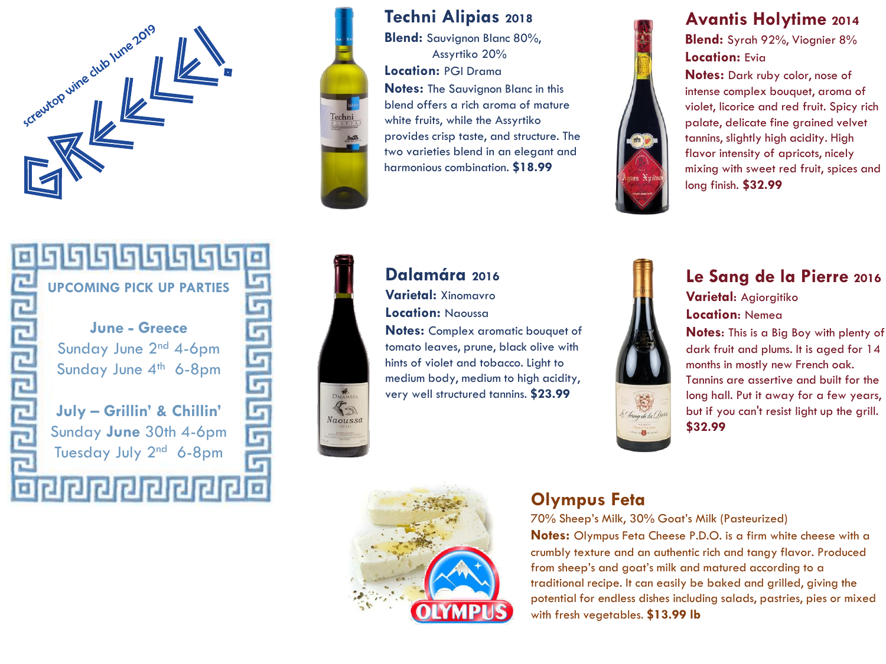screwtop wine club June 2019

# GREEK!

## UPCOMING PICK UP PARTIES

**June - Greece**
Sunday June 2nd 4-6pm
Sunday June 4th 6-8pm

**July – Grillin' & Chillin'**
Sunday **June** 30th 4-6pm
Tuesday July 2nd 6-8pm

## Techni Alipias 2018

**Blend:** Sauvignon Blanc 80%, Assyrtiko 20%

**Location:** PGI Drama

**Notes:** The Sauvignon Blanc in this blend offers a rich aroma of mature white fruits, while the Assyrtiko provides crisp taste, and structure. The two varieties blend in an elegant and harmonious combination. **$18.99**

## Avantis Holytime 2014

**Blend:** Syrah 92%, Viognier 8%

**Location:** Evia

**Notes:** Dark ruby color, nose of intense complex bouquet, aroma of violet, licorice and red fruit. Spicy rich palate, delicate fine grained velvet tannins, slightly high acidity. High flavor intensity of apricots, nicely mixing with sweet red fruit, spices and long finish. **$32.99**

## Dalamára 2016

**Varietal:** Xinomavro

**Location:** Naoussa

**Notes:** Complex aromatic bouquet of tomato leaves, prune, black olive with hints of violet and tobacco. Light to medium body, medium to high acidity, very well structured tannins. **$23.99**

## Le Sang de la Pierre 2016

**Varietal:** Agiorgitiko

**Location:** Nemea

**Notes:** This is a Big Boy with plenty of dark fruit and plums. It is aged for 14 months in mostly new French oak. Tannins are assertive and built for the long hall. Put it away for a few years, but if you can't resist light up the grill. **$32.99**

## Olympus Feta

70% Sheep's Milk, 30% Goat's Milk (Pasteurized)

**Notes:** Olympus Feta Cheese P.D.O. is a firm white cheese with a crumbly texture and an authentic rich and tangy flavor. Produced from sheep's and goat's milk and matured according to a traditional recipe. It can easily be baked and grilled, giving the potential for endless dishes including salads, pastries, pies or mixed with fresh vegetables. **$13.99 lb**